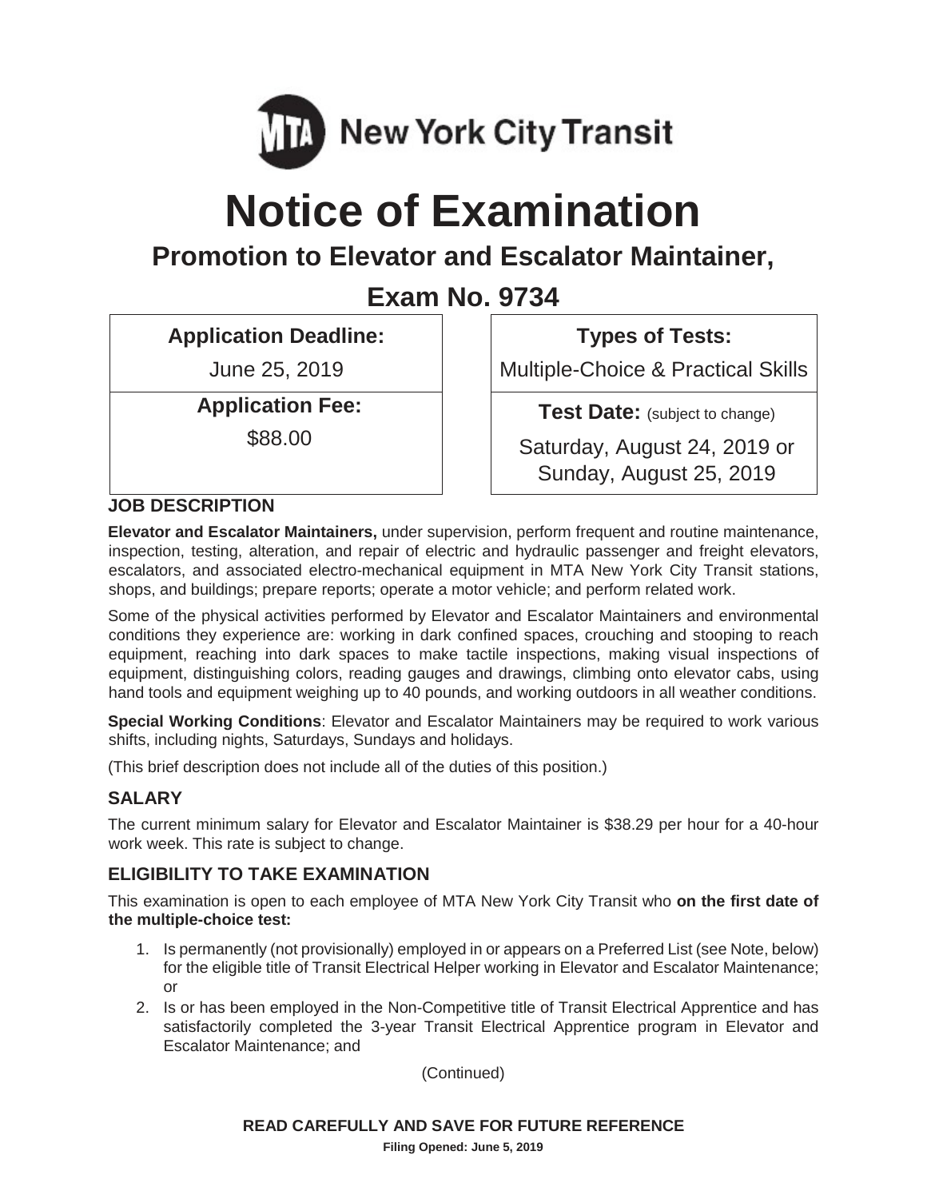MTA New York City Transit

# Notice of Examination

## Promotion to Elevator and Escalator Maintainer,

## Exam No. 9734

| **Application Deadline:** | **Types of Tests:** |
|---|---|
| June 25, 2019 | Multiple-Choice & Practical Skills |
| **Application Fee:** | **Test Date:** (subject to change) |
| $88.00 | Saturday, August 24, 2019 or Sunday, August 25, 2019 |

### JOB DESCRIPTION

**Elevator and Escalator Maintainers,** under supervision, perform frequent and routine maintenance, inspection, testing, alteration, and repair of electric and hydraulic passenger and freight elevators, escalators, and associated electro-mechanical equipment in MTA New York City Transit stations, shops, and buildings; prepare reports; operate a motor vehicle; and perform related work.

Some of the physical activities performed by Elevator and Escalator Maintainers and environmental conditions they experience are: working in dark confined spaces, crouching and stooping to reach equipment, reaching into dark spaces to make tactile inspections, making visual inspections of equipment, distinguishing colors, reading gauges and drawings, climbing onto elevator cabs, using hand tools and equipment weighing up to 40 pounds, and working outdoors in all weather conditions.

**Special Working Conditions**: Elevator and Escalator Maintainers may be required to work various shifts, including nights, Saturdays, Sundays and holidays.

(This brief description does not include all of the duties of this position.)

### SALARY

The current minimum salary for Elevator and Escalator Maintainer is $38.29 per hour for a 40-hour work week. This rate is subject to change.

### ELIGIBILITY TO TAKE EXAMINATION

This examination is open to each employee of MTA New York City Transit who **on the first date of the multiple-choice test:**

1. Is permanently (not provisionally) employed in or appears on a Preferred List (see Note, below) for the eligible title of Transit Electrical Helper working in Elevator and Escalator Maintenance; or
2. Is or has been employed in the Non-Competitive title of Transit Electrical Apprentice and has satisfactorily completed the 3-year Transit Electrical Apprentice program in Elevator and Escalator Maintenance; and

(Continued)

**READ CAREFULLY AND SAVE FOR FUTURE REFERENCE**

**Filing Opened: June 5, 2019**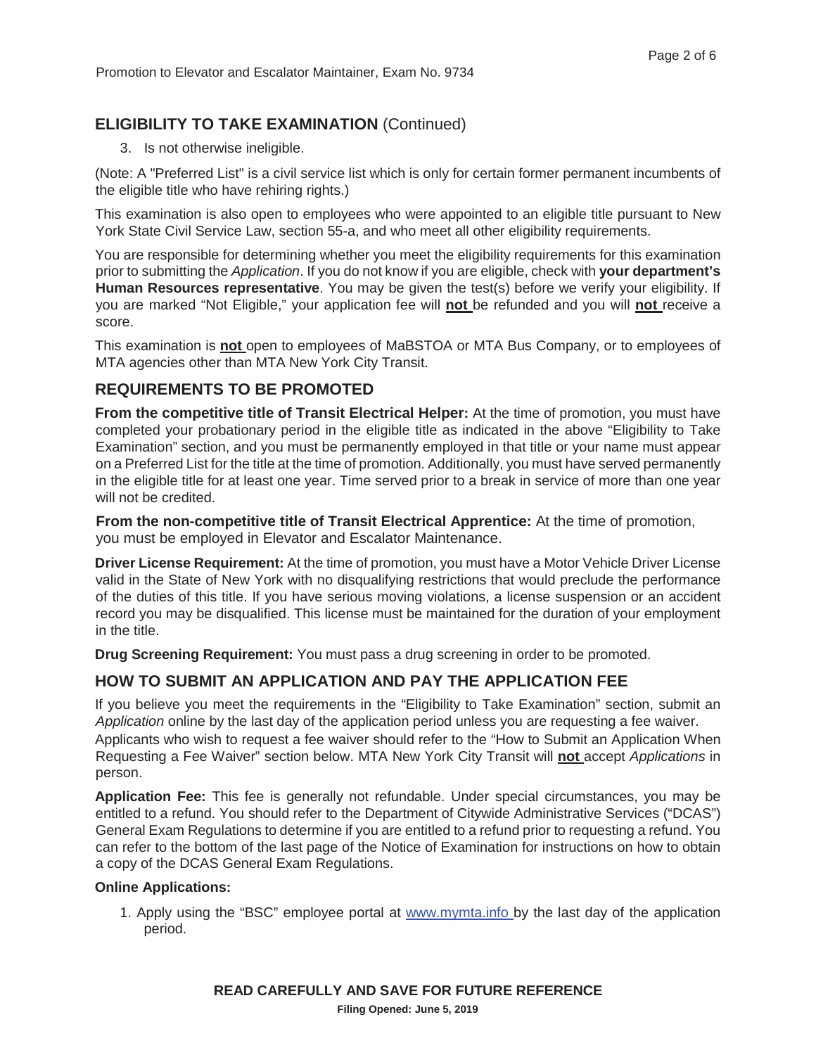## ELIGIBILITY TO TAKE EXAMINATION (Continued)

3. Is not otherwise ineligible.

(Note: A "Preferred List" is a civil service list which is only for certain former permanent incumbents of the eligible title who have rehiring rights.)

This examination is also open to employees who were appointed to an eligible title pursuant to New York State Civil Service Law, section 55-a, and who meet all other eligibility requirements.

You are responsible for determining whether you meet the eligibility requirements for this examination prior to submitting the *Application*. If you do not know if you are eligible, check with **your department's Human Resources representative**. You may be given the test(s) before we verify your eligibility. If you are marked "Not Eligible," your application fee will **not** be refunded and you will **not** receive a score.

This examination is **not** open to employees of MaBSTOA or MTA Bus Company, or to employees of MTA agencies other than MTA New York City Transit.

## REQUIREMENTS TO BE PROMOTED

**From the competitive title of Transit Electrical Helper:** At the time of promotion, you must have completed your probationary period in the eligible title as indicated in the above "Eligibility to Take Examination" section, and you must be permanently employed in that title or your name must appear on a Preferred List for the title at the time of promotion. Additionally, you must have served permanently in the eligible title for at least one year. Time served prior to a break in service of more than one year will not be credited.

**From the non-competitive title of Transit Electrical Apprentice:** At the time of promotion, you must be employed in Elevator and Escalator Maintenance.

**Driver License Requirement:** At the time of promotion, you must have a Motor Vehicle Driver License valid in the State of New York with no disqualifying restrictions that would preclude the performance of the duties of this title. If you have serious moving violations, a license suspension or an accident record you may be disqualified. This license must be maintained for the duration of your employment in the title.

**Drug Screening Requirement:** You must pass a drug screening in order to be promoted.

## HOW TO SUBMIT AN APPLICATION AND PAY THE APPLICATION FEE

If you believe you meet the requirements in the "Eligibility to Take Examination" section, submit an *Application* online by the last day of the application period unless you are requesting a fee waiver. Applicants who wish to request a fee waiver should refer to the "How to Submit an Application When Requesting a Fee Waiver" section below. MTA New York City Transit will **not** accept *Applications* in person.

**Application Fee:** This fee is generally not refundable. Under special circumstances, you may be entitled to a refund. You should refer to the Department of Citywide Administrative Services ("DCAS") General Exam Regulations to determine if you are entitled to a refund prior to requesting a refund. You can refer to the bottom of the last page of the Notice of Examination for instructions on how to obtain a copy of the DCAS General Exam Regulations.

**Online Applications:**

1. Apply using the "BSC" employee portal at www.mymta.info by the last day of the application period.

**READ CAREFULLY AND SAVE FOR FUTURE REFERENCE**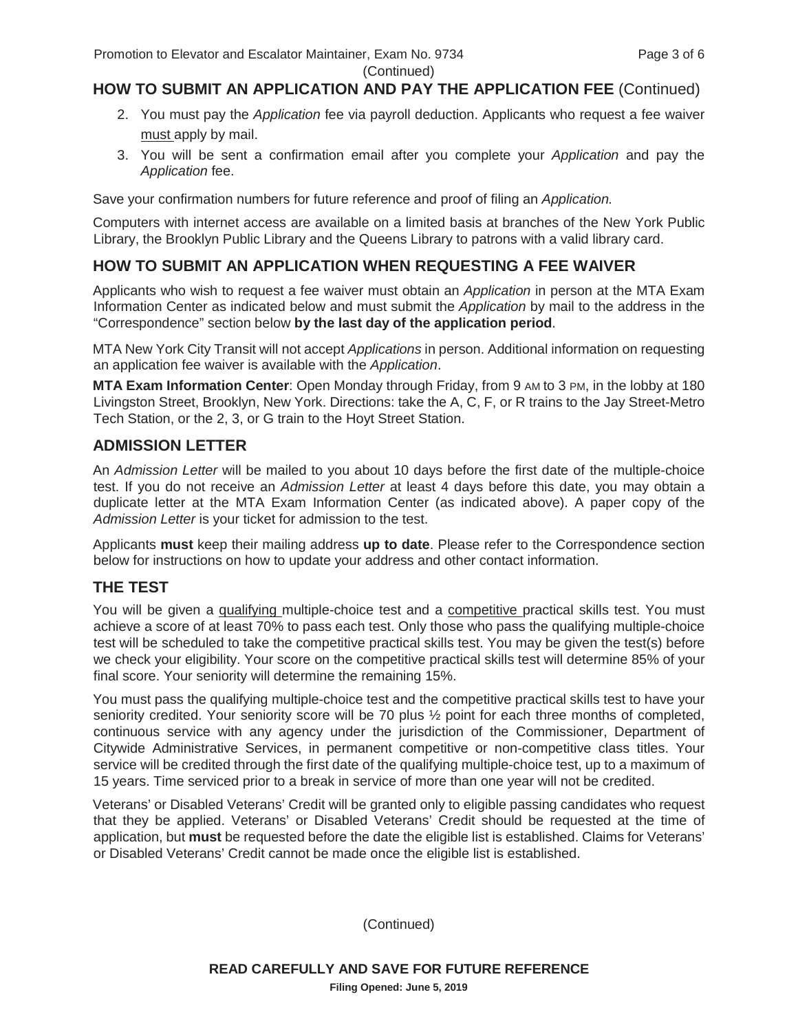(Continued)

## HOW TO SUBMIT AN APPLICATION AND PAY THE APPLICATION FEE (Continued)

2. You must pay the *Application* fee via payroll deduction. Applicants who request a fee waiver must apply by mail.
3. You will be sent a confirmation email after you complete your *Application* and pay the *Application* fee.

Save your confirmation numbers for future reference and proof of filing an *Application.*

Computers with internet access are available on a limited basis at branches of the New York Public Library, the Brooklyn Public Library and the Queens Library to patrons with a valid library card.

## HOW TO SUBMIT AN APPLICATION WHEN REQUESTING A FEE WAIVER

Applicants who wish to request a fee waiver must obtain an *Application* in person at the MTA Exam Information Center as indicated below and must submit the *Application* by mail to the address in the "Correspondence" section below **by the last day of the application period**.

MTA New York City Transit will not accept *Applications* in person. Additional information on requesting an application fee waiver is available with the *Application*.

**MTA Exam Information Center**: Open Monday through Friday, from 9 AM to 3 PM, in the lobby at 180 Livingston Street, Brooklyn, New York. Directions: take the A, C, F, or R trains to the Jay Street-Metro Tech Station, or the 2, 3, or G train to the Hoyt Street Station.

## ADMISSION LETTER

An *Admission Letter* will be mailed to you about 10 days before the first date of the multiple-choice test. If you do not receive an *Admission Letter* at least 4 days before this date, you may obtain a duplicate letter at the MTA Exam Information Center (as indicated above). A paper copy of the *Admission Letter* is your ticket for admission to the test.

Applicants **must** keep their mailing address **up to date**. Please refer to the Correspondence section below for instructions on how to update your address and other contact information.

## THE TEST

You will be given a qualifying multiple-choice test and a competitive practical skills test. You must achieve a score of at least 70% to pass each test. Only those who pass the qualifying multiple-choice test will be scheduled to take the competitive practical skills test. You may be given the test(s) before we check your eligibility. Your score on the competitive practical skills test will determine 85% of your final score. Your seniority will determine the remaining 15%.

You must pass the qualifying multiple-choice test and the competitive practical skills test to have your seniority credited. Your seniority score will be 70 plus ½ point for each three months of completed, continuous service with any agency under the jurisdiction of the Commissioner, Department of Citywide Administrative Services, in permanent competitive or non-competitive class titles. Your service will be credited through the first date of the qualifying multiple-choice test, up to a maximum of 15 years. Time serviced prior to a break in service of more than one year will not be credited.

Veterans' or Disabled Veterans' Credit will be granted only to eligible passing candidates who request that they be applied. Veterans' or Disabled Veterans' Credit should be requested at the time of application, but **must** be requested before the date the eligible list is established. Claims for Veterans' or Disabled Veterans' Credit cannot be made once the eligible list is established.

(Continued)

**READ CAREFULLY AND SAVE FOR FUTURE REFERENCE**

**Filing Opened: June 5, 2019**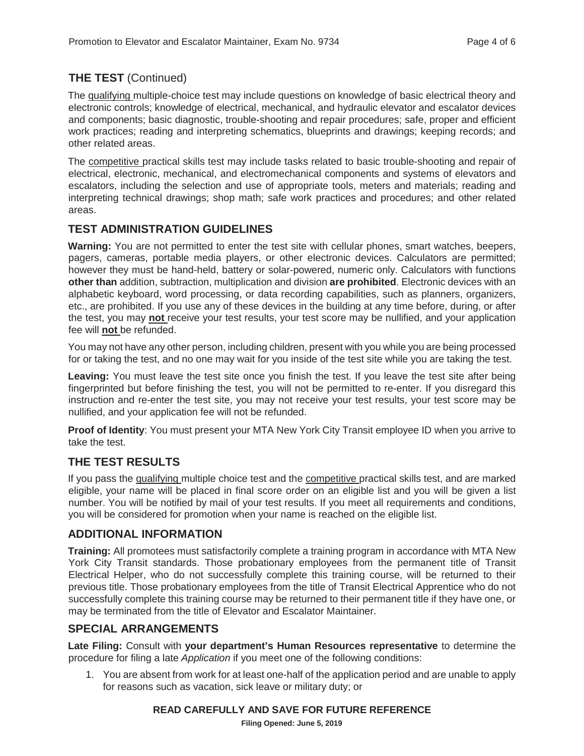## THE TEST (Continued)

The qualifying multiple-choice test may include questions on knowledge of basic electrical theory and electronic controls; knowledge of electrical, mechanical, and hydraulic elevator and escalator devices and components; basic diagnostic, trouble-shooting and repair procedures; safe, proper and efficient work practices; reading and interpreting schematics, blueprints and drawings; keeping records; and other related areas.

The competitive practical skills test may include tasks related to basic trouble-shooting and repair of electrical, electronic, mechanical, and electromechanical components and systems of elevators and escalators, including the selection and use of appropriate tools, meters and materials; reading and interpreting technical drawings; shop math; safe work practices and procedures; and other related areas.

## TEST ADMINISTRATION GUIDELINES

**Warning:** You are not permitted to enter the test site with cellular phones, smart watches, beepers, pagers, cameras, portable media players, or other electronic devices. Calculators are permitted; however they must be hand-held, battery or solar-powered, numeric only. Calculators with functions **other than** addition, subtraction, multiplication and division **are prohibited**. Electronic devices with an alphabetic keyboard, word processing, or data recording capabilities, such as planners, organizers, etc., are prohibited. If you use any of these devices in the building at any time before, during, or after the test, you may **not** receive your test results, your test score may be nullified, and your application fee will **not** be refunded.

You may not have any other person, including children, present with you while you are being processed for or taking the test, and no one may wait for you inside of the test site while you are taking the test.

**Leaving:** You must leave the test site once you finish the test. If you leave the test site after being fingerprinted but before finishing the test, you will not be permitted to re-enter. If you disregard this instruction and re-enter the test site, you may not receive your test results, your test score may be nullified, and your application fee will not be refunded.

**Proof of Identity**: You must present your MTA New York City Transit employee ID when you arrive to take the test.

## THE TEST RESULTS

If you pass the qualifying multiple choice test and the competitive practical skills test, and are marked eligible, your name will be placed in final score order on an eligible list and you will be given a list number. You will be notified by mail of your test results. If you meet all requirements and conditions, you will be considered for promotion when your name is reached on the eligible list.

## ADDITIONAL INFORMATION

**Training:** All promotees must satisfactorily complete a training program in accordance with MTA New York City Transit standards. Those probationary employees from the permanent title of Transit Electrical Helper, who do not successfully complete this training course, will be returned to their previous title. Those probationary employees from the title of Transit Electrical Apprentice who do not successfully complete this training course may be returned to their permanent title if they have one, or may be terminated from the title of Elevator and Escalator Maintainer.

## SPECIAL ARRANGEMENTS

**Late Filing:** Consult with **your department's Human Resources representative** to determine the procedure for filing a late *Application* if you meet one of the following conditions:

1. You are absent from work for at least one-half of the application period and are unable to apply for reasons such as vacation, sick leave or military duty; or

**READ CAREFULLY AND SAVE FOR FUTURE REFERENCE**

**Filing Opened: June 5, 2019**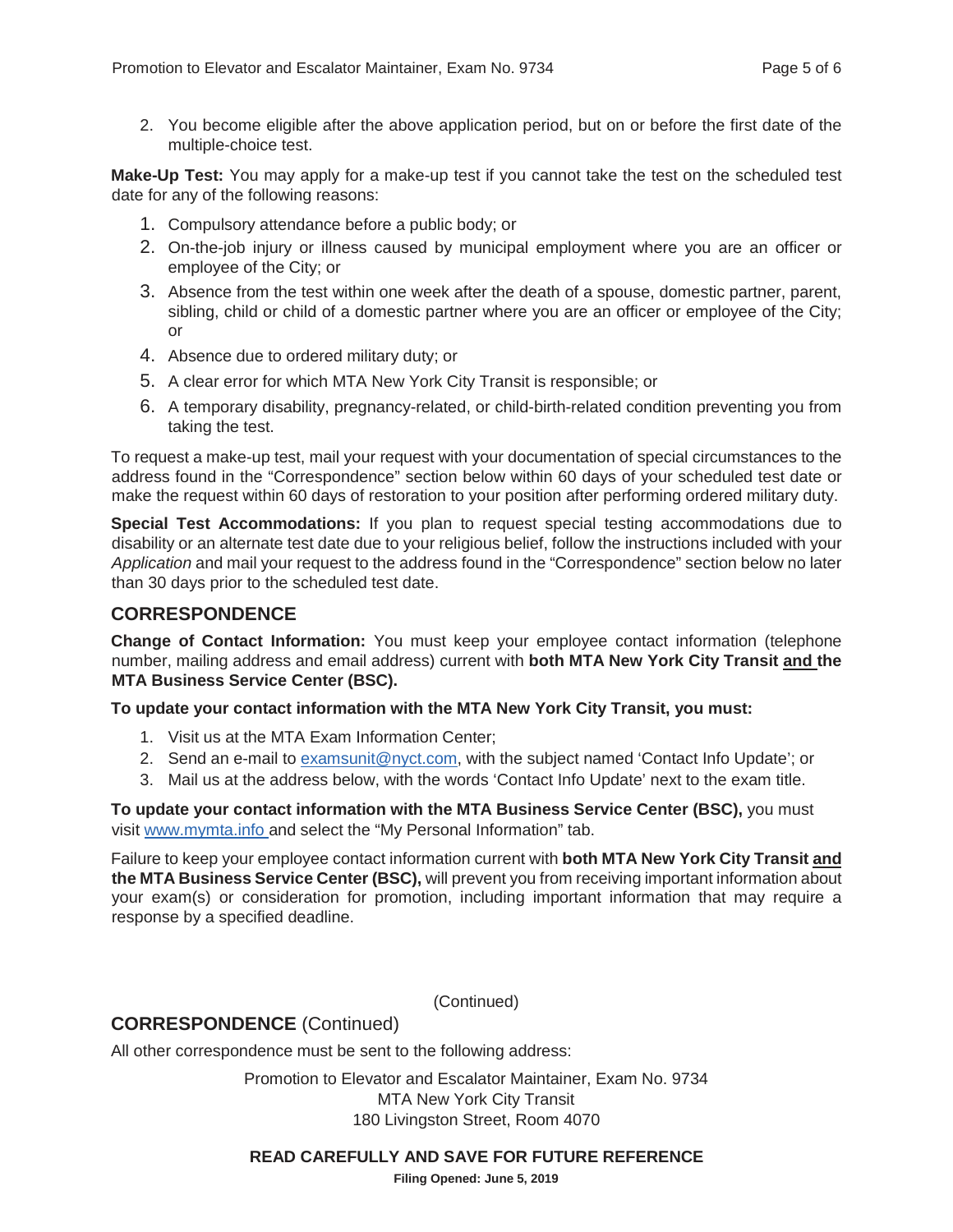2. You become eligible after the above application period, but on or before the first date of the multiple-choice test.

**Make-Up Test:** You may apply for a make-up test if you cannot take the test on the scheduled test date for any of the following reasons:

1. Compulsory attendance before a public body; or
2. On-the-job injury or illness caused by municipal employment where you are an officer or employee of the City; or
3. Absence from the test within one week after the death of a spouse, domestic partner, parent, sibling, child or child of a domestic partner where you are an officer or employee of the City; or
4. Absence due to ordered military duty; or
5. A clear error for which MTA New York City Transit is responsible; or
6. A temporary disability, pregnancy-related, or child-birth-related condition preventing you from taking the test.

To request a make-up test, mail your request with your documentation of special circumstances to the address found in the "Correspondence" section below within 60 days of your scheduled test date or make the request within 60 days of restoration to your position after performing ordered military duty.

**Special Test Accommodations:** If you plan to request special testing accommodations due to disability or an alternate test date due to your religious belief, follow the instructions included with your *Application* and mail your request to the address found in the "Correspondence" section below no later than 30 days prior to the scheduled test date.

## CORRESPONDENCE

**Change of Contact Information:** You must keep your employee contact information (telephone number, mailing address and email address) current with **both MTA New York City Transit and the MTA Business Service Center (BSC).**

**To update your contact information with the MTA New York City Transit, you must:**

1. Visit us at the MTA Exam Information Center;
2. Send an e-mail to examsunit@nyct.com, with the subject named 'Contact Info Update'; or
3. Mail us at the address below, with the words 'Contact Info Update' next to the exam title.

**To update your contact information with the MTA Business Service Center (BSC),** you must visit www.mymta.info and select the "My Personal Information" tab.

Failure to keep your employee contact information current with **both MTA New York City Transit and the MTA Business Service Center (BSC),** will prevent you from receiving important information about your exam(s) or consideration for promotion, including important information that may require a response by a specified deadline.

(Continued)

## CORRESPONDENCE (Continued)

All other correspondence must be sent to the following address:

Promotion to Elevator and Escalator Maintainer, Exam No. 9734
MTA New York City Transit
180 Livingston Street, Room 4070

**READ CAREFULLY AND SAVE FOR FUTURE REFERENCE**

**Filing Opened: June 5, 2019**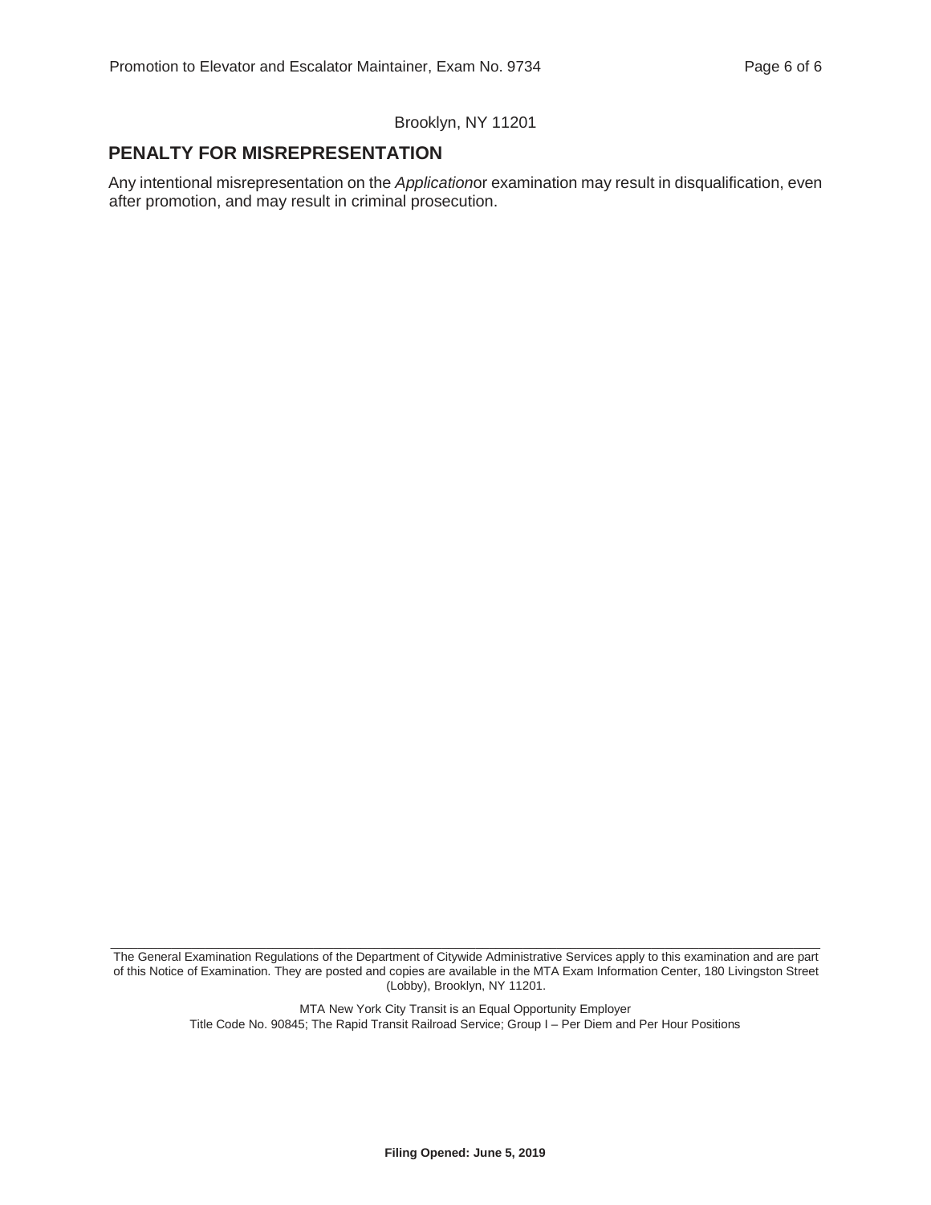Brooklyn, NY 11201

## PENALTY FOR MISREPRESENTATION

Any intentional misrepresentation on the *Application* or examination may result in disqualification, even after promotion, and may result in criminal prosecution.

---

The General Examination Regulations of the Department of Citywide Administrative Services apply to this examination and are part of this Notice of Examination. They are posted and copies are available in the MTA Exam Information Center, 180 Livingston Street (Lobby), Brooklyn, NY 11201.

MTA New York City Transit is an Equal Opportunity Employer
Title Code No. 90845; The Rapid Transit Railroad Service; Group I – Per Diem and Per Hour Positions

**Filing Opened: June 5, 2019**